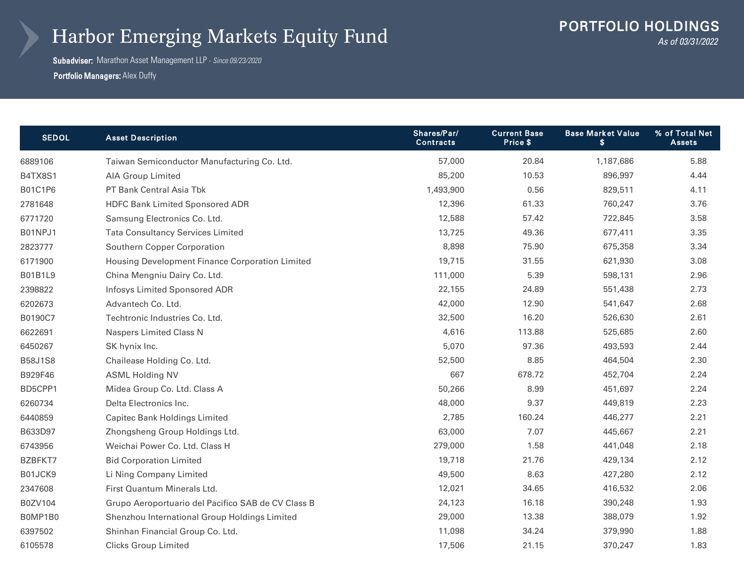# Harbor Emerging Markets Equity Fund

**Subadviser:** Marathon Asset Management LLP - *Since 09/23/2020*

**Portfolio Managers:** Alex Duffy

## PORTFOLIO HOLDINGS

*As of 03/31/2022*

| SEDOL | Asset Description | Shares/Par/ Contracts | Current Base Price $ | Base Market Value $ | % of Total Net Assets |
|---|---|---|---|---|---|
| 6889106 | Taiwan Semiconductor Manufacturing Co. Ltd. | 57,000 | 20.84 | 1,187,686 | 5.88 |
| B4TX8S1 | AIA Group Limited | 85,200 | 10.53 | 896,997 | 4.44 |
| B01C1P6 | PT Bank Central Asia Tbk | 1,493,900 | 0.56 | 829,511 | 4.11 |
| 2781648 | HDFC Bank Limited Sponsored ADR | 12,396 | 61.33 | 760,247 | 3.76 |
| 6771720 | Samsung Electronics Co. Ltd. | 12,588 | 57.42 | 722,845 | 3.58 |
| B01NPJ1 | Tata Consultancy Services Limited | 13,725 | 49.36 | 677,411 | 3.35 |
| 2823777 | Southern Copper Corporation | 8,898 | 75.90 | 675,358 | 3.34 |
| 6171900 | Housing Development Finance Corporation Limited | 19,715 | 31.55 | 621,930 | 3.08 |
| B01B1L9 | China Mengniu Dairy Co. Ltd. | 111,000 | 5.39 | 598,131 | 2.96 |
| 2398822 | Infosys Limited Sponsored ADR | 22,155 | 24.89 | 551,438 | 2.73 |
| 6202673 | Advantech Co. Ltd. | 42,000 | 12.90 | 541,647 | 2.68 |
| B0190C7 | Techtronic Industries Co. Ltd. | 32,500 | 16.20 | 526,630 | 2.61 |
| 6622691 | Naspers Limited Class N | 4,616 | 113.88 | 525,685 | 2.60 |
| 6450267 | SK hynix Inc. | 5,070 | 97.36 | 493,593 | 2.44 |
| B58J1S8 | Chailease Holding Co. Ltd. | 52,500 | 8.85 | 464,504 | 2.30 |
| B929F46 | ASML Holding NV | 667 | 678.72 | 452,704 | 2.24 |
| BD5CPP1 | Midea Group Co. Ltd. Class A | 50,266 | 8.99 | 451,697 | 2.24 |
| 6260734 | Delta Electronics Inc. | 48,000 | 9.37 | 449,819 | 2.23 |
| 6440859 | Capitec Bank Holdings Limited | 2,785 | 160.24 | 446,277 | 2.21 |
| B633D97 | Zhongsheng Group Holdings Ltd. | 63,000 | 7.07 | 445,667 | 2.21 |
| 6743956 | Weichai Power Co. Ltd. Class H | 279,000 | 1.58 | 441,048 | 2.18 |
| BZBFKT7 | Bid Corporation Limited | 19,718 | 21.76 | 429,134 | 2.12 |
| B01JCK9 | Li Ning Company Limited | 49,500 | 8.63 | 427,280 | 2.12 |
| 2347608 | First Quantum Minerals Ltd. | 12,021 | 34.65 | 416,532 | 2.06 |
| B0ZV104 | Grupo Aeroportuario del Pacifico SAB de CV Class B | 24,123 | 16.18 | 390,248 | 1.93 |
| B0MP1B0 | Shenzhou International Group Holdings Limited | 29,000 | 13.38 | 388,079 | 1.92 |
| 6397502 | Shinhan Financial Group Co. Ltd. | 11,098 | 34.24 | 379,990 | 1.88 |
| 6105578 | Clicks Group Limited | 17,506 | 21.15 | 370,247 | 1.83 |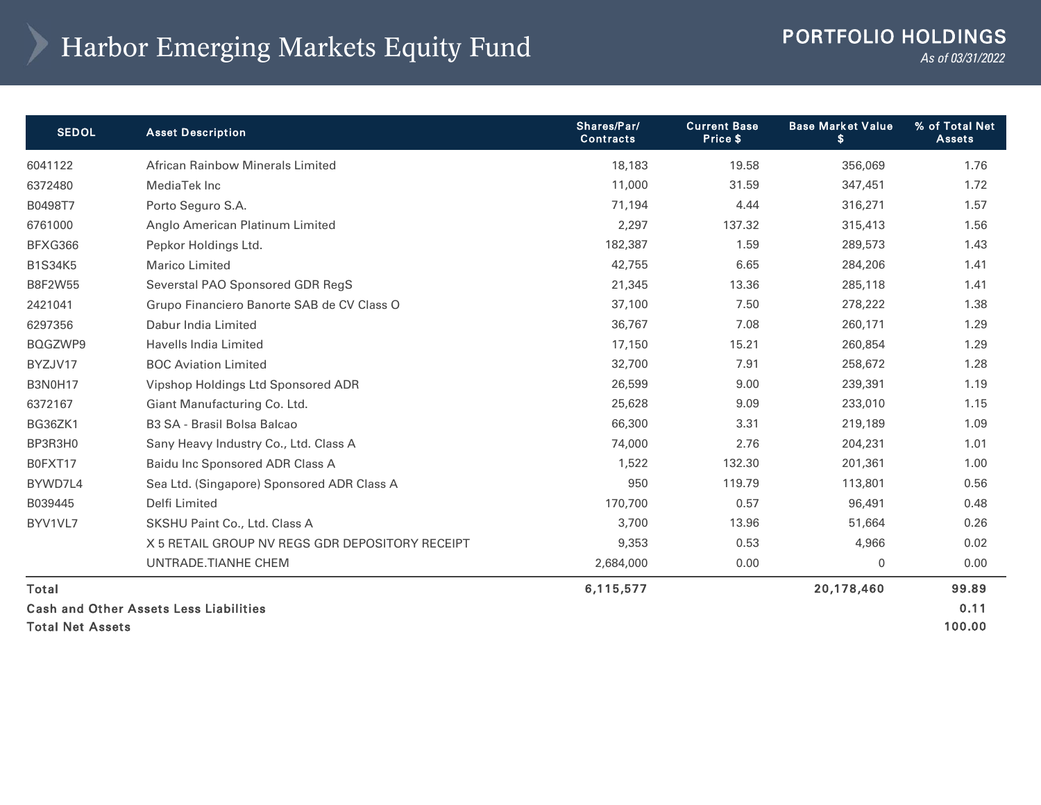# Harbor Emerging Markets Equity Fund

**PORTFOLIO HOLDINGS**

*As of 03/31/2022*

| SEDOL | Asset Description | Shares/Par/ Contracts | Current Base Price $ | Base Market Value $ | % of Total Net Assets |
|---|---|---|---|---|---|
| 6041122 | African Rainbow Minerals Limited | 18,183 | 19.58 | 356,069 | 1.76 |
| 6372480 | MediaTek Inc | 11,000 | 31.59 | 347,451 | 1.72 |
| B0498T7 | Porto Seguro S.A. | 71,194 | 4.44 | 316,271 | 1.57 |
| 6761000 | Anglo American Platinum Limited | 2,297 | 137.32 | 315,413 | 1.56 |
| BFXG366 | Pepkor Holdings Ltd. | 182,387 | 1.59 | 289,573 | 1.43 |
| B1S34K5 | Marico Limited | 42,755 | 6.65 | 284,206 | 1.41 |
| B8F2W55 | Severstal PAO Sponsored GDR RegS | 21,345 | 13.36 | 285,118 | 1.41 |
| 2421041 | Grupo Financiero Banorte SAB de CV Class O | 37,100 | 7.50 | 278,222 | 1.38 |
| 6297356 | Dabur India Limited | 36,767 | 7.08 | 260,171 | 1.29 |
| BQGZWP9 | Havells India Limited | 17,150 | 15.21 | 260,854 | 1.29 |
| BYZJV17 | BOC Aviation Limited | 32,700 | 7.91 | 258,672 | 1.28 |
| B3N0H17 | Vipshop Holdings Ltd Sponsored ADR | 26,599 | 9.00 | 239,391 | 1.19 |
| 6372167 | Giant Manufacturing Co. Ltd. | 25,628 | 9.09 | 233,010 | 1.15 |
| BG36ZK1 | B3 SA - Brasil Bolsa Balcao | 66,300 | 3.31 | 219,189 | 1.09 |
| BP3R3H0 | Sany Heavy Industry Co., Ltd. Class A | 74,000 | 2.76 | 204,231 | 1.01 |
| B0FXT17 | Baidu Inc Sponsored ADR Class A | 1,522 | 132.30 | 201,361 | 1.00 |
| BYWD7L4 | Sea Ltd. (Singapore) Sponsored ADR Class A | 950 | 119.79 | 113,801 | 0.56 |
| B039445 | Delfi Limited | 170,700 | 0.57 | 96,491 | 0.48 |
| BYV1VL7 | SKSHU Paint Co., Ltd. Class A | 3,700 | 13.96 | 51,664 | 0.26 |
| | X 5 RETAIL GROUP NV REGS GDR DEPOSITORY RECEIPT | 9,353 | 0.53 | 4,966 | 0.02 |
| | UNTRADE.TIANHE CHEM | 2,684,000 | 0.00 | 0 | 0.00 |
| **Total** | | **6,115,577** | | **20,178,460** | **99.89** |
| **Cash and Other Assets Less Liabilities** | | | | | **0.11** |
| **Total Net Assets** | | | | | **100.00** |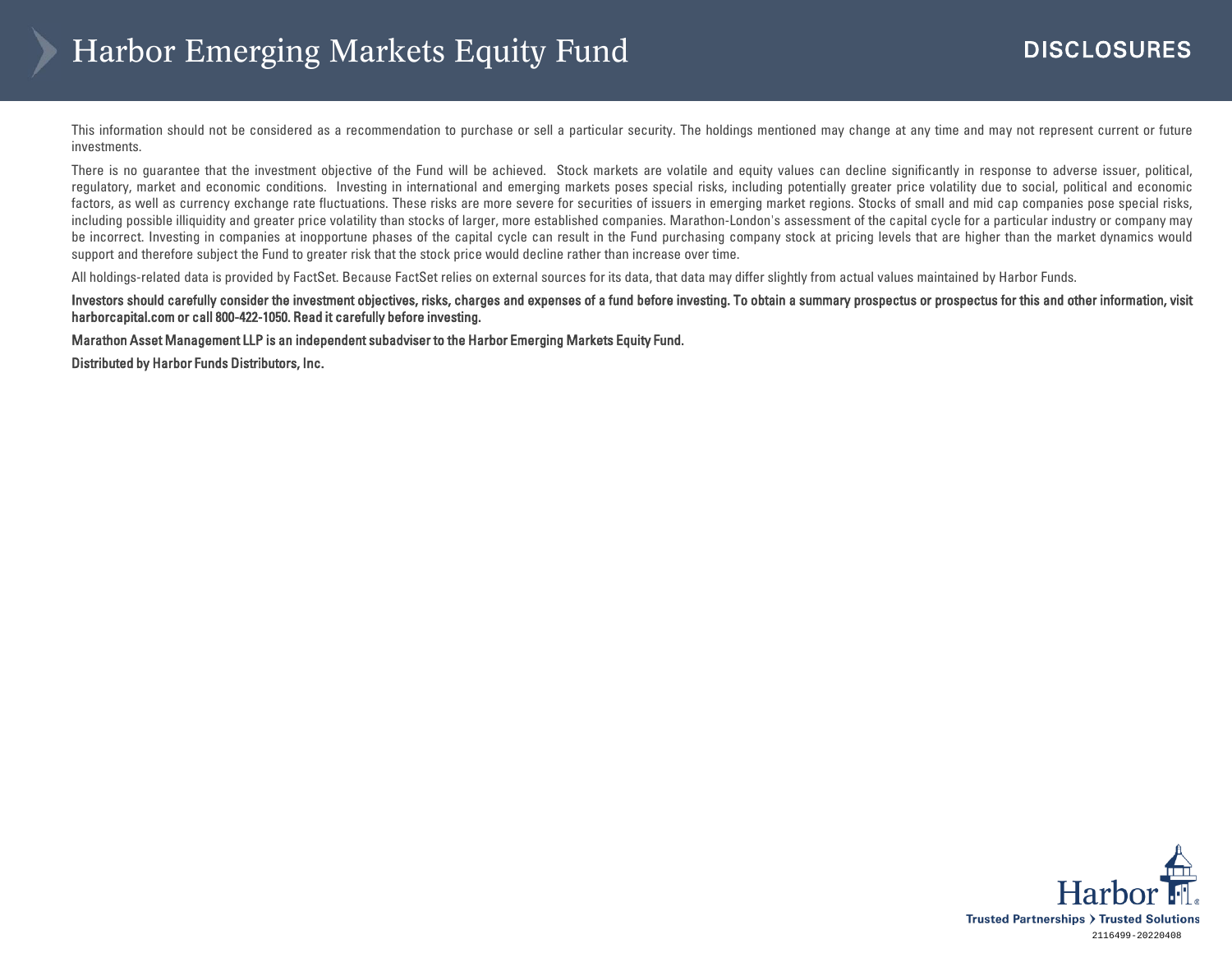# Harbor Emerging Markets Equity Fund

## DISCLOSURES

This information should not be considered as a recommendation to purchase or sell a particular security. The holdings mentioned may change at any time and may not represent current or future investments.

There is no guarantee that the investment objective of the Fund will be achieved. Stock markets are volatile and equity values can decline significantly in response to adverse issuer, political, regulatory, market and economic conditions. Investing in international and emerging markets poses special risks, including potentially greater price volatility due to social, political and economic factors, as well as currency exchange rate fluctuations. These risks are more severe for securities of issuers in emerging market regions. Stocks of small and mid cap companies pose special risks, including possible illiquidity and greater price volatility than stocks of larger, more established companies. Marathon-London's assessment of the capital cycle for a particular industry or company may be incorrect. Investing in companies at inopportune phases of the capital cycle can result in the Fund purchasing company stock at pricing levels that are higher than the market dynamics would support and therefore subject the Fund to greater risk that the stock price would decline rather than increase over time.

All holdings-related data is provided by FactSet. Because FactSet relies on external sources for its data, that data may differ slightly from actual values maintained by Harbor Funds.

**Investors should carefully consider the investment objectives, risks, charges and expenses of a fund before investing. To obtain a summary prospectus or prospectus for this and other information, visit harborcapital.com or call 800-422-1050. Read it carefully before investing.**

**Marathon Asset Management LLP is an independent subadviser to the Harbor Emerging Markets Equity Fund.**

**Distributed by Harbor Funds Distributors, Inc.**

Harbor

Trusted Partnerships › Trusted Solutions

2116499-20220408